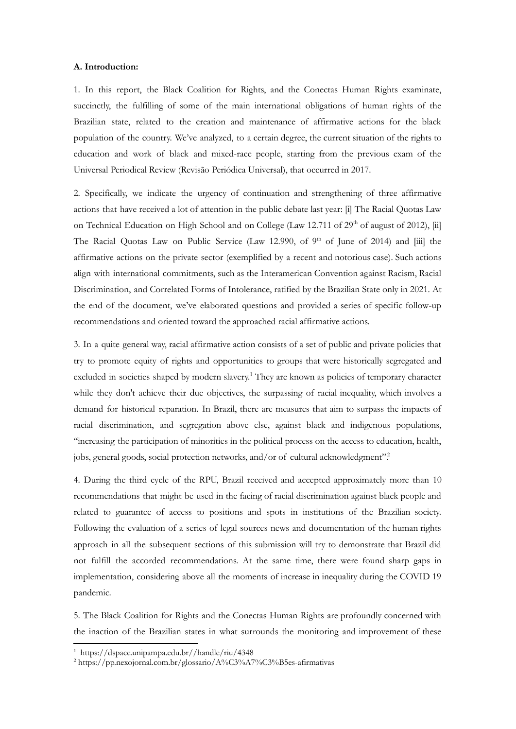**A. Introduction:**

1. In this report, the Black Coalition for Rights, and the Conectas Human Rights examinate, succinctly, the fulfilling of some of the main international obligations of human rights of the Brazilian state, related to the creation and maintenance of affirmative actions for the black population of the country. We've analyzed, to a certain degree, the current situation of the rights to education and work of black and mixed-race people, starting from the previous exam of the Universal Periodical Review (Revisão Periódica Universal), that occurred in 2017.

2. Specifically, we indicate the urgency of continuation and strengthening of three affirmative actions that have received a lot of attention in the public debate last year: [i] The Racial Quotas Law on Technical Education on High School and on College (Law 12.711 of 29th of august of 2012), [ii] The Racial Quotas Law on Public Service (Law 12.990, of 9th of June of 2014) and [iii] the affirmative actions on the private sector (exemplified by a recent and notorious case). Such actions align with international commitments, such as the Interamerican Convention against Racism, Racial Discrimination, and Correlated Forms of Intolerance, ratified by the Brazilian State only in 2021. At the end of the document, we've elaborated questions and provided a series of specific follow-up recommendations and oriented toward the approached racial affirmative actions.

3. In a quite general way, racial affirmative action consists of a set of public and private policies that try to promote equity of rights and opportunities to groups that were historically segregated and excluded in societies shaped by modern slavery.[1] They are known as policies of temporary character while they don't achieve their due objectives, the surpassing of racial inequality, which involves a demand for historical reparation. In Brazil, there are measures that aim to surpass the impacts of racial discrimination, and segregation above else, against black and indigenous populations, "increasing the participation of minorities in the political process on the access to education, health, jobs, general goods, social protection networks, and/or of cultural acknowledgment".[2]

4. During the third cycle of the RPU, Brazil received and accepted approximately more than 10 recommendations that might be used in the facing of racial discrimination against black people and related to guarantee of access to positions and spots in institutions of the Brazilian society. Following the evaluation of a series of legal sources news and documentation of the human rights approach in all the subsequent sections of this submission will try to demonstrate that Brazil did not fulfill the accorded recommendations. At the same time, there were found sharp gaps in implementation, considering above all the moments of increase in inequality during the COVID 19 pandemic.

5. The Black Coalition for Rights and the Conectas Human Rights are profoundly concerned with the inaction of the Brazilian states in what surrounds the monitoring and improvement of these

---

[1] https://dspace.unipampa.edu.br//handle/riu/4348

[2] https://pp.nexojornal.com.br/glossario/A%C3%A7%C3%B5es-afirmativas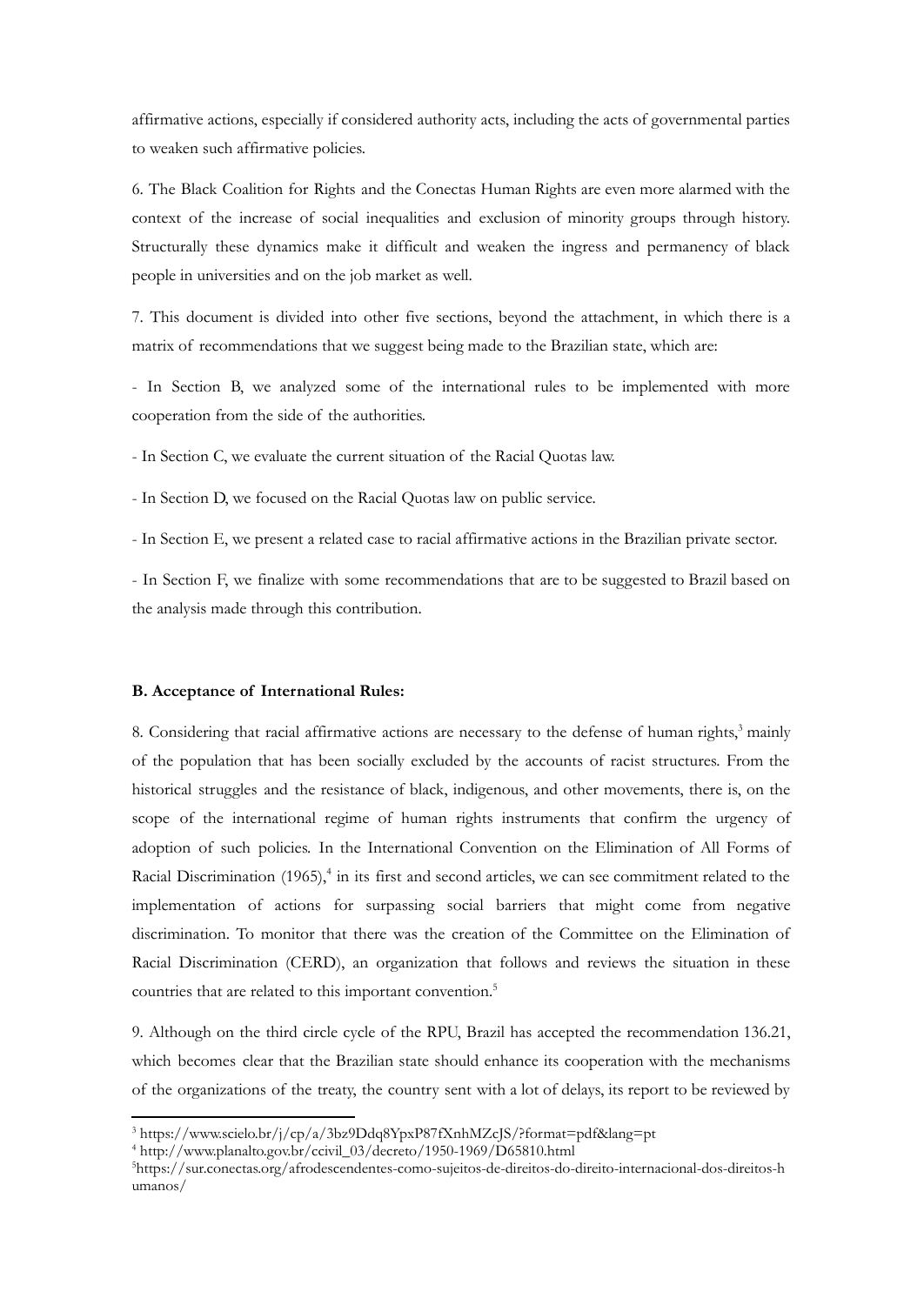affirmative actions, especially if considered authority acts, including the acts of governmental parties to weaken such affirmative policies.

6. The Black Coalition for Rights and the Conectas Human Rights are even more alarmed with the context of the increase of social inequalities and exclusion of minority groups through history. Structurally these dynamics make it difficult and weaken the ingress and permanency of black people in universities and on the job market as well.

7. This document is divided into other five sections, beyond the attachment, in which there is a matrix of recommendations that we suggest being made to the Brazilian state, which are:

- In Section B, we analyzed some of the international rules to be implemented with more cooperation from the side of the authorities.

- In Section C, we evaluate the current situation of the Racial Quotas law.

- In Section D, we focused on the Racial Quotas law on public service.

- In Section E, we present a related case to racial affirmative actions in the Brazilian private sector.

- In Section F, we finalize with some recommendations that are to be suggested to Brazil based on the analysis made through this contribution.

**B. Acceptance of International Rules:**

8. Considering that racial affirmative actions are necessary to the defense of human rights,[3] mainly of the population that has been socially excluded by the accounts of racist structures. From the historical struggles and the resistance of black, indigenous, and other movements, there is, on the scope of the international regime of human rights instruments that confirm the urgency of adoption of such policies. In the International Convention on the Elimination of All Forms of Racial Discrimination (1965),[4] in its first and second articles, we can see commitment related to the implementation of actions for surpassing social barriers that might come from negative discrimination. To monitor that there was the creation of the Committee on the Elimination of Racial Discrimination (CERD), an organization that follows and reviews the situation in these countries that are related to this important convention.[5]

9. Although on the third circle cycle of the RPU, Brazil has accepted the recommendation 136.21, which becomes clear that the Brazilian state should enhance its cooperation with the mechanisms of the organizations of the treaty, the country sent with a lot of delays, its report to be reviewed by

[3] https://www.scielo.br/j/cp/a/3bz9Ddq8YpxP87fXnhMZcJS/?format=pdf&lang=pt

[4] http://www.planalto.gov.br/ccivil_03/decreto/1950-1969/D65810.html

[5] https://sur.conectas.org/afrodescendentes-como-sujeitos-de-direitos-do-direito-internacional-dos-direitos-humanos/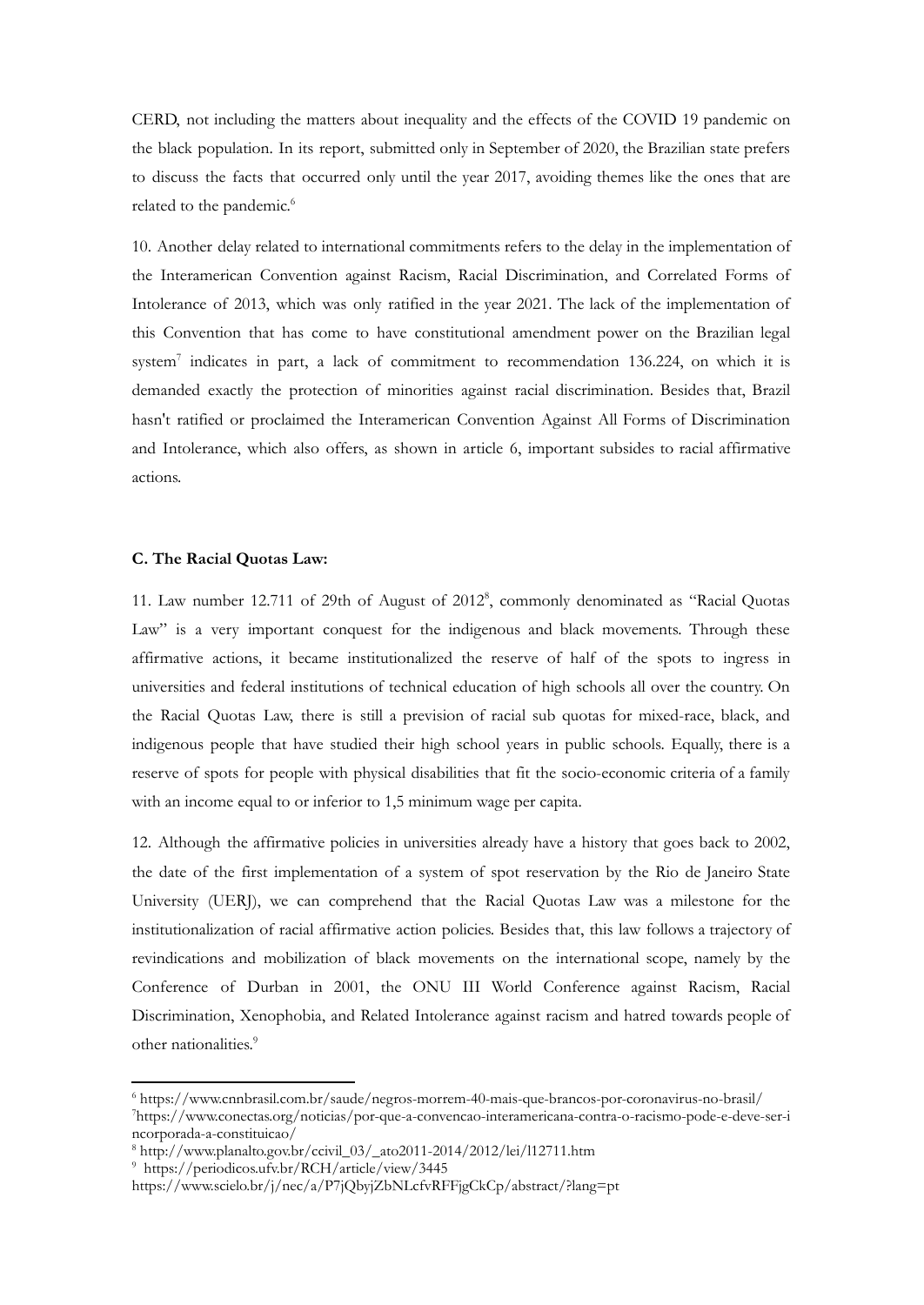CERD, not including the matters about inequality and the effects of the COVID 19 pandemic on the black population. In its report, submitted only in September of 2020, the Brazilian state prefers to discuss the facts that occurred only until the year 2017, avoiding themes like the ones that are related to the pandemic.[6]

10. Another delay related to international commitments refers to the delay in the implementation of the Interamerican Convention against Racism, Racial Discrimination, and Correlated Forms of Intolerance of 2013, which was only ratified in the year 2021. The lack of the implementation of this Convention that has come to have constitutional amendment power on the Brazilian legal system[7] indicates in part, a lack of commitment to recommendation 136.224, on which it is demanded exactly the protection of minorities against racial discrimination. Besides that, Brazil hasn't ratified or proclaimed the Interamerican Convention Against All Forms of Discrimination and Intolerance, which also offers, as shown in article 6, important subsides to racial affirmative actions.

**C. The Racial Quotas Law:**

11. Law number 12.711 of 29th of August of 2012[8], commonly denominated as "Racial Quotas Law" is a very important conquest for the indigenous and black movements. Through these affirmative actions, it became institutionalized the reserve of half of the spots to ingress in universities and federal institutions of technical education of high schools all over the country. On the Racial Quotas Law, there is still a prevision of racial sub quotas for mixed-race, black, and indigenous people that have studied their high school years in public schools. Equally, there is a reserve of spots for people with physical disabilities that fit the socio-economic criteria of a family with an income equal to or inferior to 1,5 minimum wage per capita.

12. Although the affirmative policies in universities already have a history that goes back to 2002, the date of the first implementation of a system of spot reservation by the Rio de Janeiro State University (UERJ), we can comprehend that the Racial Quotas Law was a milestone for the institutionalization of racial affirmative action policies. Besides that, this law follows a trajectory of revindications and mobilization of black movements on the international scope, namely by the Conference of Durban in 2001, the ONU III World Conference against Racism, Racial Discrimination, Xenophobia, and Related Intolerance against racism and hatred towards people of other nationalities.[9]

---

[6] https://www.cnnbrasil.com.br/saude/negros-morrem-40-mais-que-brancos-por-coronavirus-no-brasil/

[7] https://www.conectas.org/noticias/por-que-a-convencao-interamericana-contra-o-racismo-pode-e-deve-ser-incorporada-a-constituicao/

[8] http://www.planalto.gov.br/ccivil_03/_ato2011-2014/2012/lei/l12711.htm

[9] https://periodicos.ufv.br/RCH/article/view/3445
https://www.scielo.br/j/nec/a/P7jQbyjZbNLcfvRFFjgCkCp/abstract/?lang=pt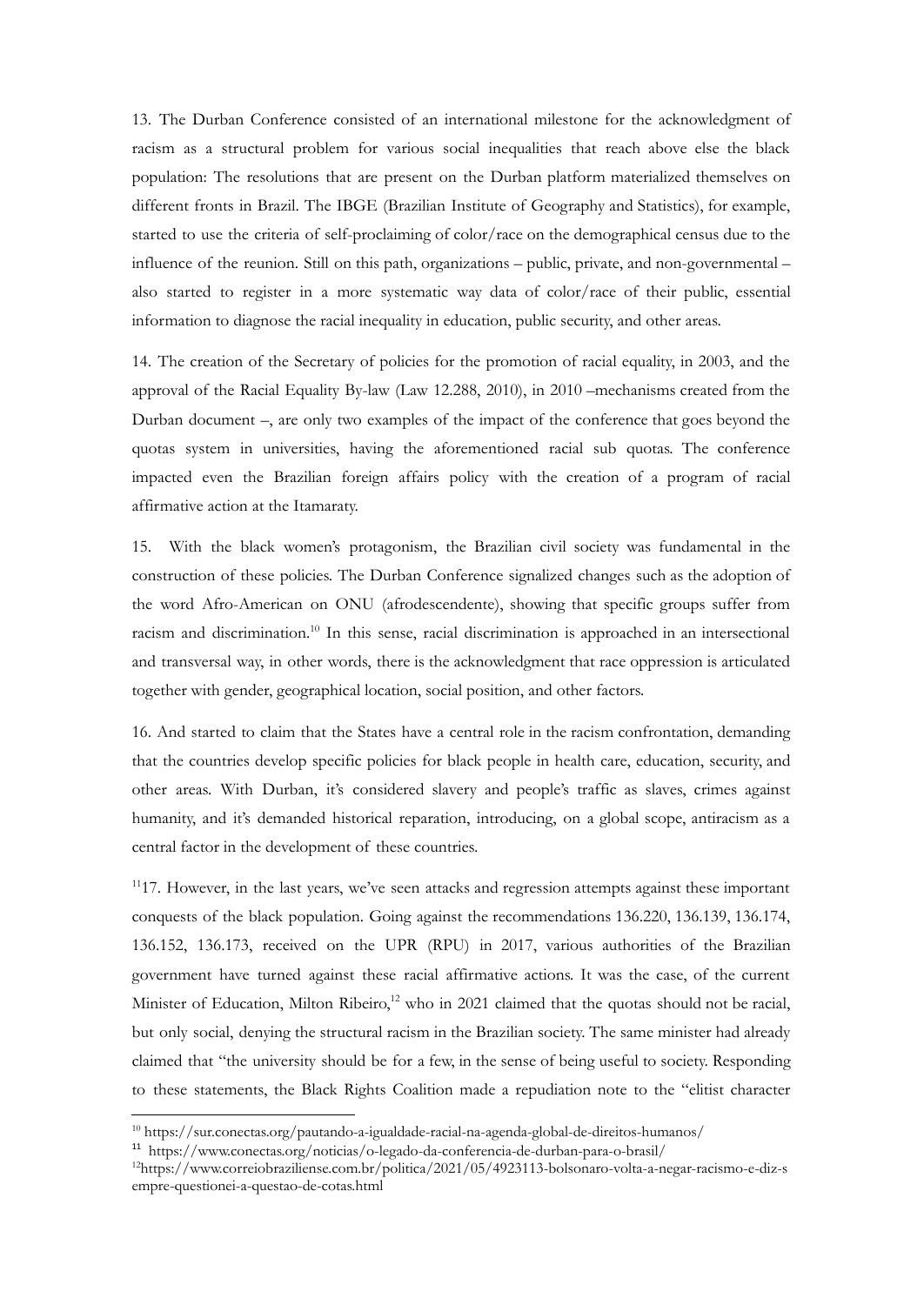13. The Durban Conference consisted of an international milestone for the acknowledgment of racism as a structural problem for various social inequalities that reach above else the black population: The resolutions that are present on the Durban platform materialized themselves on different fronts in Brazil. The IBGE (Brazilian Institute of Geography and Statistics), for example, started to use the criteria of self-proclaiming of color/race on the demographical census due to the influence of the reunion. Still on this path, organizations – public, private, and non-governmental – also started to register in a more systematic way data of color/race of their public, essential information to diagnose the racial inequality in education, public security, and other areas.

14. The creation of the Secretary of policies for the promotion of racial equality, in 2003, and the approval of the Racial Equality By-law (Law 12.288, 2010), in 2010 –mechanisms created from the Durban document –, are only two examples of the impact of the conference that goes beyond the quotas system in universities, having the aforementioned racial sub quotas. The conference impacted even the Brazilian foreign affairs policy with the creation of a program of racial affirmative action at the Itamaraty.

15. With the black women's protagonism, the Brazilian civil society was fundamental in the construction of these policies. The Durban Conference signalized changes such as the adoption of the word Afro-American on ONU (afrodescendente), showing that specific groups suffer from racism and discrimination.[10] In this sense, racial discrimination is approached in an intersectional and transversal way, in other words, there is the acknowledgment that race oppression is articulated together with gender, geographical location, social position, and other factors.

16. And started to claim that the States have a central role in the racism confrontation, demanding that the countries develop specific policies for black people in health care, education, security, and other areas. With Durban, it's considered slavery and people's traffic as slaves, crimes against humanity, and it's demanded historical reparation, introducing, on a global scope, antiracism as a central factor in the development of these countries.

[11]17. However, in the last years, we've seen attacks and regression attempts against these important conquests of the black population. Going against the recommendations 136.220, 136.139, 136.174, 136.152, 136.173, received on the UPR (RPU) in 2017, various authorities of the Brazilian government have turned against these racial affirmative actions. It was the case, of the current Minister of Education, Milton Ribeiro,[12] who in 2021 claimed that the quotas should not be racial, but only social, denying the structural racism in the Brazilian society. The same minister had already claimed that "the university should be for a few, in the sense of being useful to society. Responding to these statements, the Black Rights Coalition made a repudiation note to the "elitist character

---

[10] https://sur.conectas.org/pautando-a-igualdade-racial-na-agenda-global-de-direitos-humanos/

[11] https://www.conectas.org/noticias/o-legado-da-conferencia-de-durban-para-o-brasil/

[12] https://www.correiobraziliense.com.br/politica/2021/05/4923113-bolsonaro-volta-a-negar-racismo-e-diz-sempre-questionei-a-questao-de-cotas.html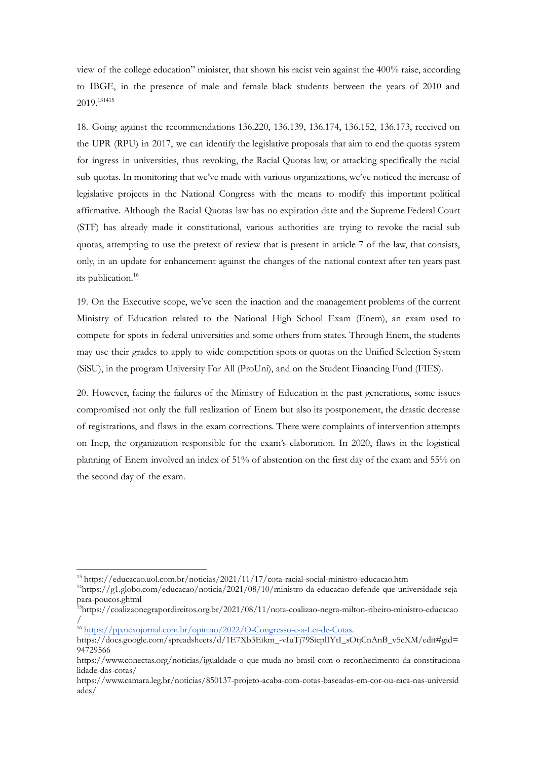view of the college education" minister, that shown his racist vein against the 400% raise, according to IBGE, in the presence of male and female black students between the years of 2010 and 2019.[13][14][15]

18. Going against the recommendations 136.220, 136.139, 136.174, 136.152, 136.173, received on the UPR (RPU) in 2017, we can identify the legislative proposals that aim to end the quotas system for ingress in universities, thus revoking, the Racial Quotas law, or attacking specifically the racial sub quotas. In monitoring that we've made with various organizations, we've noticed the increase of legislative projects in the National Congress with the means to modify this important political affirmative. Although the Racial Quotas law has no expiration date and the Supreme Federal Court (STF) has already made it constitutional, various authorities are trying to revoke the racial sub quotas, attempting to use the pretext of review that is present in article 7 of the law, that consists, only, in an update for enhancement against the changes of the national context after ten years past its publication.[16]

19. On the Executive scope, we've seen the inaction and the management problems of the current Ministry of Education related to the National High School Exam (Enem), an exam used to compete for spots in federal universities and some others from states. Through Enem, the students may use their grades to apply to wide competition spots or quotas on the Unified Selection System (SiSU), in the program University For All (ProUni), and on the Student Financing Fund (FIES).

20. However, facing the failures of the Ministry of Education in the past generations, some issues compromised not only the full realization of Enem but also its postponement, the drastic decrease of registrations, and flaws in the exam corrections. There were complaints of intervention attempts on Inep, the organization responsible for the exam's elaboration. In 2020, flaws in the logistical planning of Enem involved an index of 51% of abstention on the first day of the exam and 55% on the second day of the exam.

---

[13] https://educacao.uol.com.br/noticias/2021/11/17/cota-racial-social-ministro-educacao.htm

[14] https://g1.globo.com/educacao/noticia/2021/08/10/ministro-da-educacao-defende-que-universidade-seja-para-poucos.ghtml

[15] https://coalizaonegrapordireitos.org.br/2021/08/11/nota-coalizao-negra-milton-ribeiro-ministro-educacao/

[16] https://pp.nexojornal.com.br/opiniao/2022/O-Congresso-e-a-Lei-de-Cotas.
https://docs.google.com/spreadsheets/d/1E7Xb3Eikm_-vIuTj79SicplIYtI_sOtjCnAnB_v5eXM/edit#gid=94729566
https://www.conectas.org/noticias/igualdade-o-que-muda-no-brasil-com-o-reconhecimento-da-constitucionalidade-das-cotas/
https://www.camara.leg.br/noticias/850137-projeto-acaba-com-cotas-baseadas-em-cor-ou-raca-nas-universidades/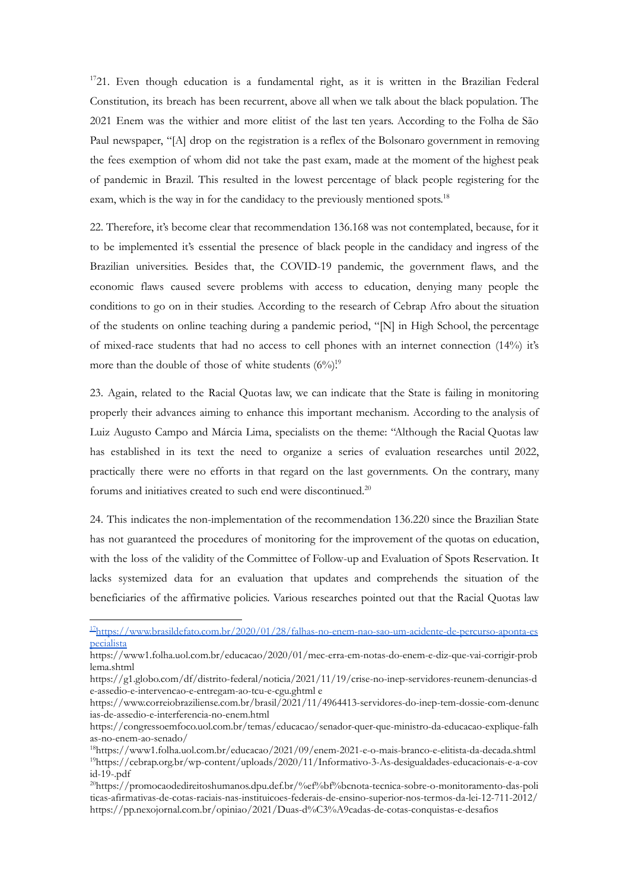[17]21. Even though education is a fundamental right, as it is written in the Brazilian Federal Constitution, its breach has been recurrent, above all when we talk about the black population. The 2021 Enem was the withier and more elitist of the last ten years. According to the Folha de São Paul newspaper, "[A] drop on the registration is a reflex of the Bolsonaro government in removing the fees exemption of whom did not take the past exam, made at the moment of the highest peak of pandemic in Brazil. This resulted in the lowest percentage of black people registering for the exam, which is the way in for the candidacy to the previously mentioned spots.[18]

22. Therefore, it's become clear that recommendation 136.168 was not contemplated, because, for it to be implemented it's essential the presence of black people in the candidacy and ingress of the Brazilian universities. Besides that, the COVID-19 pandemic, the government flaws, and the economic flaws caused severe problems with access to education, denying many people the conditions to go on in their studies. According to the research of Cebrap Afro about the situation of the students on online teaching during a pandemic period, "[N] in High School, the percentage of mixed-race students that had no access to cell phones with an internet connection (14%) it's more than the double of those of white students (6%).[19]

23. Again, related to the Racial Quotas law, we can indicate that the State is failing in monitoring properly their advances aiming to enhance this important mechanism. According to the analysis of Luiz Augusto Campo and Márcia Lima, specialists on the theme: "Although the Racial Quotas law has established in its text the need to organize a series of evaluation researches until 2022, practically there were no efforts in that regard on the last governments. On the contrary, many forums and initiatives created to such end were discontinued.[20]

24. This indicates the non-implementation of the recommendation 136.220 since the Brazilian State has not guaranteed the procedures of monitoring for the improvement of the quotas on education, with the loss of the validity of the Committee of Follow-up and Evaluation of Spots Reservation. It lacks systemized data for an evaluation that updates and comprehends the situation of the beneficiaries of the affirmative policies. Various researches pointed out that the Racial Quotas law

---

[17] https://www.brasildefato.com.br/2020/01/28/falhas-no-enem-nao-sao-um-acidente-de-percurso-aponta-especialista
https://www1.folha.uol.com.br/educacao/2020/01/mec-erra-em-notas-do-enem-e-diz-que-vai-corrigir-problema.shtml
https://g1.globo.com/df/distrito-federal/noticia/2021/11/19/crise-no-inep-servidores-reunem-denuncias-de-assedio-e-intervencao-e-entregam-ao-tcu-e-cgu.ghtml e
https://www.correiobraziliense.com.br/brasil/2021/11/4964413-servidores-do-inep-tem-dossie-com-denuncias-de-assedio-e-interferencia-no-enem.html
https://congressoemfoco.uol.com.br/temas/educacao/senador-quer-que-ministro-da-educacao-explique-falhas-no-enem-ao-senado/

[18] https://www1.folha.uol.com.br/educacao/2021/09/enem-2021-e-o-mais-branco-e-elitista-da-decada.shtml

[19] https://cebrap.org.br/wp-content/uploads/2020/11/Informativo-3-As-desigualdades-educacionais-e-a-covid-19-.pdf

[20] https://promocaodedireitoshumanos.dpu.def.br/%ef%bf%bcnota-tecnica-sobre-o-monitoramento-das-politicas-afirmativas-de-cotas-raciais-nas-instituicoes-federais-de-ensino-superior-nos-termos-da-lei-12-711-2012/
https://pp.nexojornal.com.br/opiniao/2021/Duas-d%C3%A9cadas-de-cotas-conquistas-e-desafios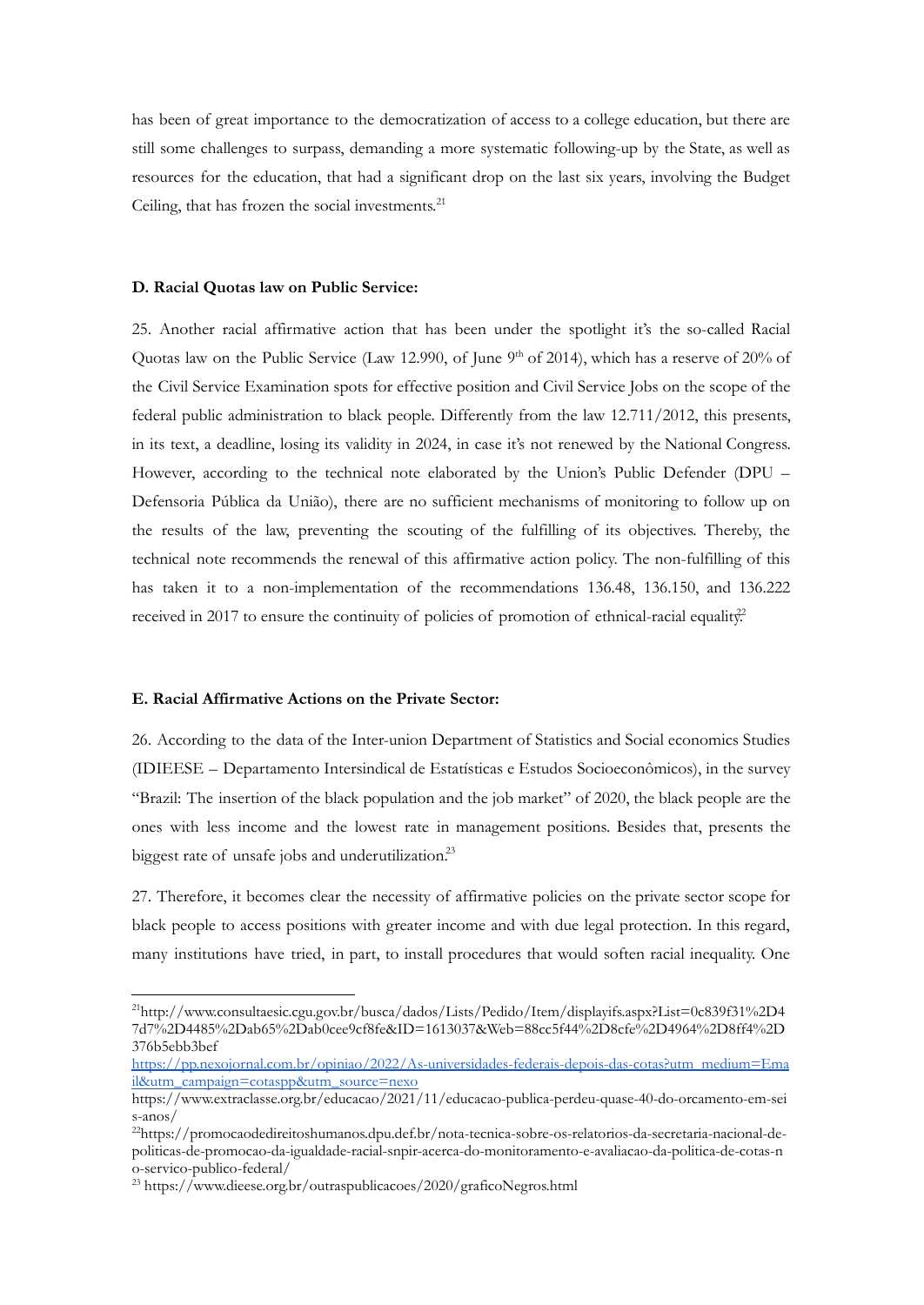has been of great importance to the democratization of access to a college education, but there are still some challenges to surpass, demanding a more systematic following-up by the State, as well as resources for the education, that had a significant drop on the last six years, involving the Budget Ceiling, that has frozen the social investments.[21]

**D. Racial Quotas law on Public Service:**

25. Another racial affirmative action that has been under the spotlight it's the so-called Racial Quotas law on the Public Service (Law 12.990, of June 9th of 2014), which has a reserve of 20% of the Civil Service Examination spots for effective position and Civil Service Jobs on the scope of the federal public administration to black people. Differently from the law 12.711/2012, this presents, in its text, a deadline, losing its validity in 2024, in case it's not renewed by the National Congress. However, according to the technical note elaborated by the Union's Public Defender (DPU – Defensoria Pública da União), there are no sufficient mechanisms of monitoring to follow up on the results of the law, preventing the scouting of the fulfilling of its objectives. Thereby, the technical note recommends the renewal of this affirmative action policy. The non-fulfilling of this has taken it to a non-implementation of the recommendations 136.48, 136.150, and 136.222 received in 2017 to ensure the continuity of policies of promotion of ethnical-racial equality.[22]

**E. Racial Affirmative Actions on the Private Sector:**

26. According to the data of the Inter-union Department of Statistics and Social economics Studies (IDIEESE – Departamento Intersindical de Estatísticas e Estudos Socioeconômicos), in the survey "Brazil: The insertion of the black population and the job market" of 2020, the black people are the ones with less income and the lowest rate in management positions. Besides that, presents the biggest rate of unsafe jobs and underutilization.[23]

27. Therefore, it becomes clear the necessity of affirmative policies on the private sector scope for black people to access positions with greater income and with due legal protection. In this regard, many institutions have tried, in part, to install procedures that would soften racial inequality. One

---

[21] http://www.consultaesic.cgu.gov.br/busca/dados/Lists/Pedido/Item/displayifs.aspx?List=0c839f31%2D47d7%2D4485%2Dab65%2Dab0cee9cf8fe&ID=1613037&Web=88cc5f44%2D8cfe%2D4964%2D8ff4%2D376b5ebb3bef
https://pp.nexojornal.com.br/opiniao/2022/As-universidades-federais-depois-das-cotas?utm_medium=Email&utm_campaign=cotaspp&utm_source=nexo
https://www.extraclasse.org.br/educacao/2021/11/educacao-publica-perdeu-quase-40-do-orcamento-em-seis-anos/

[22] https://promocaodedireitoshumanos.dpu.def.br/nota-tecnica-sobre-os-relatorios-da-secretaria-nacional-de-politicas-de-promocao-da-igualdade-racial-snpir-acerca-do-monitoramento-e-avaliacao-da-politica-de-cotas-no-servico-publico-federal/

[23] https://www.dieese.org.br/outraspublicacoes/2020/graficoNegros.html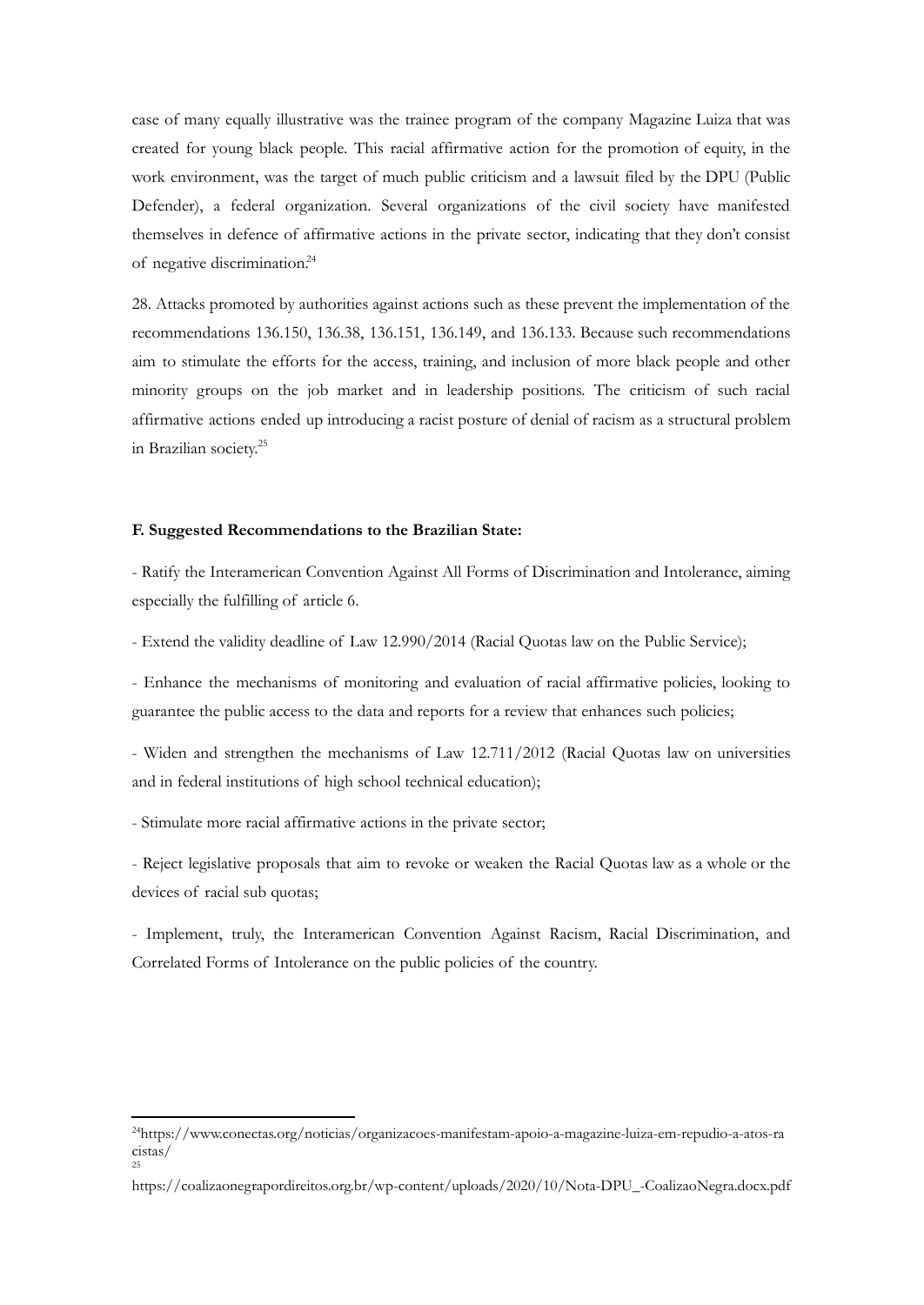case of many equally illustrative was the trainee program of the company Magazine Luiza that was created for young black people. This racial affirmative action for the promotion of equity, in the work environment, was the target of much public criticism and a lawsuit filed by the DPU (Public Defender), a federal organization. Several organizations of the civil society have manifested themselves in defence of affirmative actions in the private sector, indicating that they don't consist of negative discrimination.[24]

28. Attacks promoted by authorities against actions such as these prevent the implementation of the recommendations 136.150, 136.38, 136.151, 136.149, and 136.133. Because such recommendations aim to stimulate the efforts for the access, training, and inclusion of more black people and other minority groups on the job market and in leadership positions. The criticism of such racial affirmative actions ended up introducing a racist posture of denial of racism as a structural problem in Brazilian society.[25]

**F. Suggested Recommendations to the Brazilian State:**

- Ratify the Interamerican Convention Against All Forms of Discrimination and Intolerance, aiming especially the fulfilling of article 6.
- Extend the validity deadline of Law 12.990/2014 (Racial Quotas law on the Public Service);
- Enhance the mechanisms of monitoring and evaluation of racial affirmative policies, looking to guarantee the public access to the data and reports for a review that enhances such policies;
- Widen and strengthen the mechanisms of Law 12.711/2012 (Racial Quotas law on universities and in federal institutions of high school technical education);
- Stimulate more racial affirmative actions in the private sector;
- Reject legislative proposals that aim to revoke or weaken the Racial Quotas law as a whole or the devices of racial sub quotas;
- Implement, truly, the Interamerican Convention Against Racism, Racial Discrimination, and Correlated Forms of Intolerance on the public policies of the country.

---

[24] https://www.conectas.org/noticias/organizacoes-manifestam-apoio-a-magazine-luiza-em-repudio-a-atos-racistas/

[25] https://coalizaonegrapordireitos.org.br/wp-content/uploads/2020/10/Nota-DPU_-CoalizaoNegra.docx.pdf